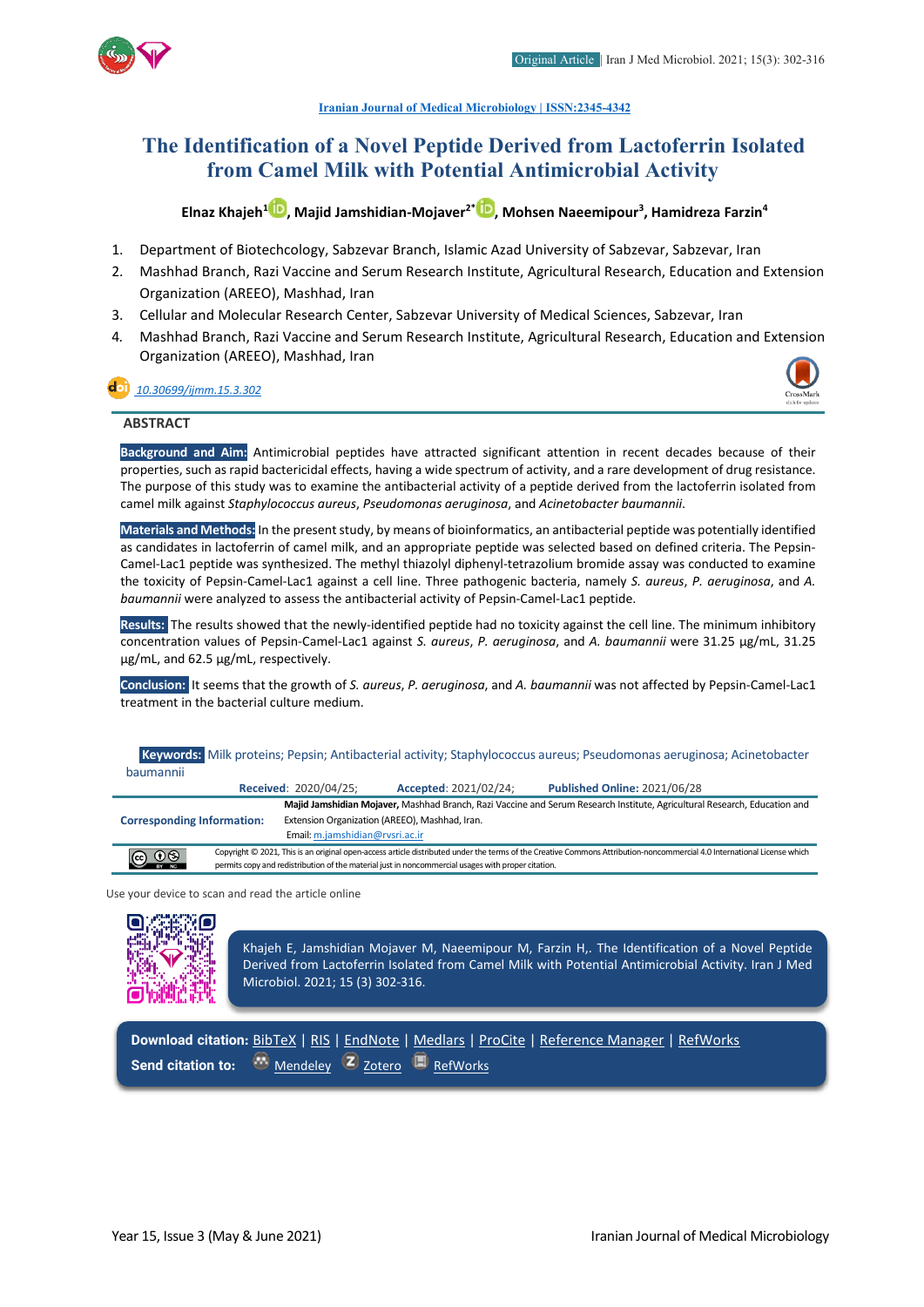Iranian Journal of Medical Microbiology | ISSN:2345-4342

# The Identification of a Novel Peptide Derived from Lactoferrin Isolated from Camel Milk with Potential Antimicrobial Activity

**Elnaz Khajeh[1], Majid Jamshidian-Mojaver[2*], Mohsen Naeemipour[3], Hamidreza Farzin[4]**

1. Department of Biotechcology, Sabzevar Branch, Islamic Azad University of Sabzevar, Sabzevar, Iran
2. Mashhad Branch, Razi Vaccine and Serum Research Institute, Agricultural Research, Education and Extension Organization (AREEO), Mashhad, Iran
3. Cellular and Molecular Research Center, Sabzevar University of Medical Sciences, Sabzevar, Iran
4. Mashhad Branch, Razi Vaccine and Serum Research Institute, Agricultural Research, Education and Extension Organization (AREEO), Mashhad, Iran

10.30699/ijmm.15.3.302

## ABSTRACT

**Background and Aim:** Antimicrobial peptides have attracted significant attention in recent decades because of their properties, such as rapid bactericidal effects, having a wide spectrum of activity, and a rare development of drug resistance. The purpose of this study was to examine the antibacterial activity of a peptide derived from the lactoferrin isolated from camel milk against *Staphylococcus aureus*, *Pseudomonas aeruginosa*, and *Acinetobacter baumannii*.

**Materials and Methods:** In the present study, by means of bioinformatics, an antibacterial peptide was potentially identified as candidates in lactoferrin of camel milk, and an appropriate peptide was selected based on defined criteria. The Pepsin-Camel-Lac1 peptide was synthesized. The methyl thiazolyl diphenyl-tetrazolium bromide assay was conducted to examine the toxicity of Pepsin-Camel-Lac1 against a cell line. Three pathogenic bacteria, namely *S. aureus*, *P. aeruginosa*, and *A. baumannii* were analyzed to assess the antibacterial activity of Pepsin-Camel-Lac1 peptide.

**Results:** The results showed that the newly-identified peptide had no toxicity against the cell line. The minimum inhibitory concentration values of Pepsin-Camel-Lac1 against *S. aureus*, *P. aeruginosa*, and *A. baumannii* were 31.25 µg/mL, 31.25 µg/mL, and 62.5 µg/mL, respectively.

**Conclusion:** It seems that the growth of *S. aureus*, *P. aeruginosa*, and *A. baumannii* was not affected by Pepsin-Camel-Lac1 treatment in the bacterial culture medium.

**Keywords:** Milk proteins; Pepsin; Antibacterial activity; Staphylococcus aureus; Pseudomonas aeruginosa; Acinetobacter baumannii

**Received**: 2020/04/25; **Accepted**: 2021/02/24; **Published Online:** 2021/06/28

**Corresponding Information:** **Majid Jamshidian Mojaver,** Mashhad Branch, Razi Vaccine and Serum Research Institute, Agricultural Research, Education and Extension Organization (AREEO), Mashhad, Iran.
Email: m.jamshidian@rvsri.ac.ir

Copyright © 2021, This is an original open-access article distributed under the terms of the Creative Commons Attribution-noncommercial 4.0 International License which permits copy and redistribution of the material just in noncommercial usages with proper citation.

Use your device to scan and read the article online

Khajeh E, Jamshidian Mojaver M, Naeemipour M, Farzin H,. The Identification of a Novel Peptide Derived from Lactoferrin Isolated from Camel Milk with Potential Antimicrobial Activity. Iran J Med Microbiol. 2021; 15 (3) 302-316.

**Download citation:** BibTeX | RIS | EndNote | Medlars | ProCite | Reference Manager | RefWorks

**Send citation to:** Mendeley | Zotero | RefWorks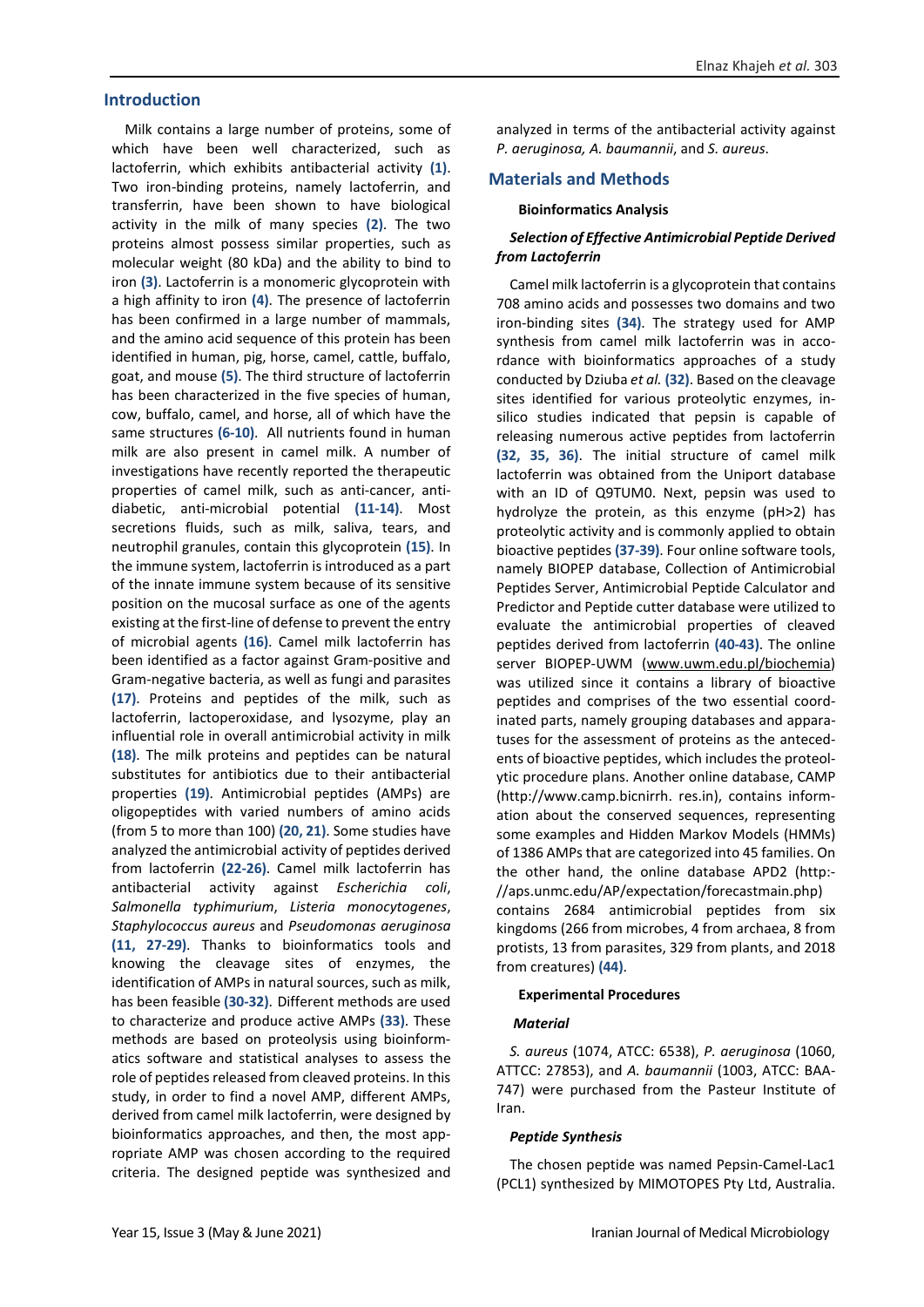## Introduction

Milk contains a large number of proteins, some of which have been well characterized, such as lactoferrin, which exhibits antibacterial activity **(1)**. Two iron-binding proteins, namely lactoferrin, and transferrin, have been shown to have biological activity in the milk of many species **(2)**. The two proteins almost possess similar properties, such as molecular weight (80 kDa) and the ability to bind to iron **(3)**. Lactoferrin is a monomeric glycoprotein with a high affinity to iron **(4)**. The presence of lactoferrin has been confirmed in a large number of mammals, and the amino acid sequence of this protein has been identified in human, pig, horse, camel, cattle, buffalo, goat, and mouse **(5)**. The third structure of lactoferrin has been characterized in the five species of human, cow, buffalo, camel, and horse, all of which have the same structures **(6-10)**. All nutrients found in human milk are also present in camel milk. A number of investigations have recently reported the therapeutic properties of camel milk, such as anti-cancer, anti-diabetic, anti-microbial potential **(11-14)**. Most secretions fluids, such as milk, saliva, tears, and neutrophil granules, contain this glycoprotein **(15)**. In the immune system, lactoferrin is introduced as a part of the innate immune system because of its sensitive position on the mucosal surface as one of the agents existing at the first-line of defense to prevent the entry of microbial agents **(16)**. Camel milk lactoferrin has been identified as a factor against Gram-positive and Gram-negative bacteria, as well as fungi and parasites **(17)**. Proteins and peptides of the milk, such as lactoferrin, lactoperoxidase, and lysozyme, play an influential role in overall antimicrobial activity in milk **(18)**. The milk proteins and peptides can be natural substitutes for antibiotics due to their antibacterial properties **(19)**. Antimicrobial peptides (AMPs) are oligopeptides with varied numbers of amino acids (from 5 to more than 100) **(20, 21)**. Some studies have analyzed the antimicrobial activity of peptides derived from lactoferrin **(22-26)**. Camel milk lactoferrin has antibacterial activity against *Escherichia coli*, *Salmonella typhimurium*, *Listeria monocytogenes*, *Staphylococcus aureus* and *Pseudomonas aeruginosa* **(11, 27-29)**. Thanks to bioinformatics tools and knowing the cleavage sites of enzymes, the identification of AMPs in natural sources, such as milk, has been feasible **(30-32)**. Different methods are used to characterize and produce active AMPs **(33)**. These methods are based on proteolysis using bioinformatics software and statistical analyses to assess the role of peptides released from cleaved proteins. In this study, in order to find a novel AMP, different AMPs, derived from camel milk lactoferrin, were designed by bioinformatics approaches, and then, the most appropriate AMP was chosen according to the required criteria. The designed peptide was synthesized and analyzed in terms of the antibacterial activity against *P. aeruginosa*, *A. baumannii*, and *S. aureus*.

## Materials and Methods

### Bioinformatics Analysis

#### *Selection of Effective Antimicrobial Peptide Derived from Lactoferrin*

Camel milk lactoferrin is a glycoprotein that contains 708 amino acids and possesses two domains and two iron-binding sites **(34)**. The strategy used for AMP synthesis from camel milk lactoferrin was in accordance with bioinformatics approaches of a study conducted by Dziuba *et al.* **(32)**. Based on the cleavage sites identified for various proteolytic enzymes, in-silico studies indicated that pepsin is capable of releasing numerous active peptides from lactoferrin **(32, 35, 36)**. The initial structure of camel milk lactoferrin was obtained from the Uniport database with an ID of Q9TUM0. Next, pepsin was used to hydrolyze the protein, as this enzyme (pH>2) has proteolytic activity and is commonly applied to obtain bioactive peptides **(37-39)**. Four online software tools, namely BIOPEP database, Collection of Antimicrobial Peptides Server, Antimicrobial Peptide Calculator and Predictor and Peptide cutter database were utilized to evaluate the antimicrobial properties of cleaved peptides derived from lactoferrin **(40-43)**. The online server BIOPEP-UWM (www.uwm.edu.pl/biochemia) was utilized since it contains a library of bioactive peptides and comprises of the two essential coordinated parts, namely grouping databases and apparatuses for the assessment of proteins as the antecedents of bioactive peptides, which includes the proteolytic procedure plans. Another online database, CAMP (http://www.camp.bicnirrh. res.in), contains information about the conserved sequences, representing some examples and Hidden Markov Models (HMMs) of 1386 AMPs that are categorized into 45 families. On the other hand, the online database APD2 (http://aps.unmc.edu/AP/expectation/forecastmain.php) contains 2684 antimicrobial peptides from six kingdoms (266 from microbes, 4 from archaea, 8 from protists, 13 from parasites, 329 from plants, and 2018 from creatures) **(44)**.

### Experimental Procedures

#### *Material*

*S. aureus* (1074, ATCC: 6538), *P. aeruginosa* (1060, ATTCC: 27853), and *A. baumannii* (1003, ATCC: BAA-747) were purchased from the Pasteur Institute of Iran.

#### *Peptide Synthesis*

The chosen peptide was named Pepsin-Camel-Lac1 (PCL1) synthesized by MIMOTOPES Pty Ltd, Australia.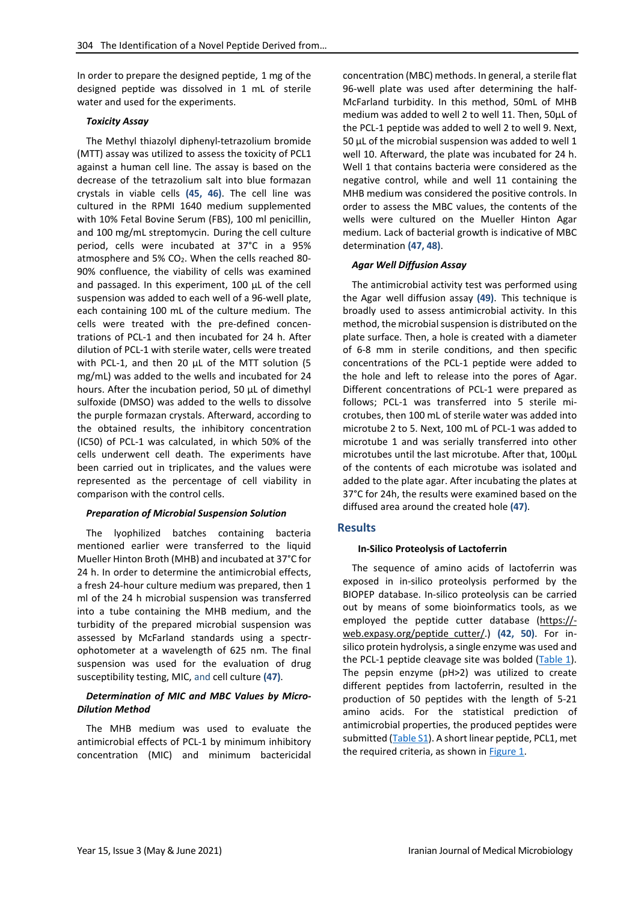In order to prepare the designed peptide, 1 mg of the designed peptide was dissolved in 1 mL of sterile water and used for the experiments.

### *Toxicity Assay*

The Methyl thiazolyl diphenyl-tetrazolium bromide (MTT) assay was utilized to assess the toxicity of PCL1 against a human cell line. The assay is based on the decrease of the tetrazolium salt into blue formazan crystals in viable cells **(45, 46)**. The cell line was cultured in the RPMI 1640 medium supplemented with 10% Fetal Bovine Serum (FBS), 100 ml penicillin, and 100 mg/mL streptomycin. During the cell culture period, cells were incubated at 37°C in a 95% atmosphere and 5% $CO_2$. When the cells reached 80-90% confluence, the viability of cells was examined and passaged. In this experiment, 100 µL of the cell suspension was added to each well of a 96-well plate, each containing 100 mL of the culture medium. The cells were treated with the pre-defined concentrations of PCL-1 and then incubated for 24 h. After dilution of PCL-1 with sterile water, cells were treated with PCL-1, and then 20 µL of the MTT solution (5 mg/mL) was added to the wells and incubated for 24 hours. After the incubation period, 50 µL of dimethyl sulfoxide (DMSO) was added to the wells to dissolve the purple formazan crystals. Afterward, according to the obtained results, the inhibitory concentration (IC50) of PCL-1 was calculated, in which 50% of the cells underwent cell death. The experiments have been carried out in triplicates, and the values were represented as the percentage of cell viability in comparison with the control cells.

### *Preparation of Microbial Suspension Solution*

The lyophilized batches containing bacteria mentioned earlier were transferred to the liquid Mueller Hinton Broth (MHB) and incubated at 37°C for 24 h. In order to determine the antimicrobial effects, a fresh 24-hour culture medium was prepared, then 1 ml of the 24 h microbial suspension was transferred into a tube containing the MHB medium, and the turbidity of the prepared microbial suspension was assessed by McFarland standards using a spectrophotometer at a wavelength of 625 nm. The final suspension was used for the evaluation of drug susceptibility testing, MIC, and cell culture **(47)**.

### *Determination of MIC and MBC Values by Micro-Dilution Method*

The MHB medium was used to evaluate the antimicrobial effects of PCL-1 by minimum inhibitory concentration (MIC) and minimum bactericidal concentration (MBC) methods. In general, a sterile flat 96-well plate was used after determining the half-McFarland turbidity. In this method, 50mL of MHB medium was added to well 2 to well 11. Then, 50µL of the PCL-1 peptide was added to well 2 to well 9. Next, 50 µL of the microbial suspension was added to well 1 well 10. Afterward, the plate was incubated for 24 h. Well 1 that contains bacteria were considered as the negative control, while and well 11 containing the MHB medium was considered the positive controls. In order to assess the MBC values, the contents of the wells were cultured on the Mueller Hinton Agar medium. Lack of bacterial growth is indicative of MBC determination **(47, 48)**.

### *Agar Well Diffusion Assay*

The antimicrobial activity test was performed using the Agar well diffusion assay **(49)**. This technique is broadly used to assess antimicrobial activity. In this method, the microbial suspension is distributed on the plate surface. Then, a hole is created with a diameter of 6-8 mm in sterile conditions, and then specific concentrations of the PCL-1 peptide were added to the hole and left to release into the pores of Agar. Different concentrations of PCL-1 were prepared as follows; PCL-1 was transferred into 5 sterile microtubes, then 100 mL of sterile water was added into microtube 2 to 5. Next, 100 mL of PCL-1 was added to microtube 1 and was serially transferred into other microtubes until the last microtube. After that, 100µL of the contents of each microtube was isolated and added to the plate agar. After incubating the plates at 37°C for 24h, the results were examined based on the diffused area around the created hole **(47)**.

## Results

### In-Silico Proteolysis of Lactoferrin

The sequence of amino acids of lactoferrin was exposed in in-silico proteolysis performed by the BIOPEP database. In-silico proteolysis can be carried out by means of some bioinformatics tools, as we employed the peptide cutter database (https://-web.expasy.org/peptide_cutter/.) **(42, 50)**. For in-silico protein hydrolysis, a single enzyme was used and the PCL-1 peptide cleavage site was bolded (Table 1). The pepsin enzyme (pH>2) was utilized to create different peptides from lactoferrin, resulted in the production of 50 peptides with the length of 5-21 amino acids. For the statistical prediction of antimicrobial properties, the produced peptides were submitted (Table S1). A short linear peptide, PCL1, met the required criteria, as shown in Figure 1.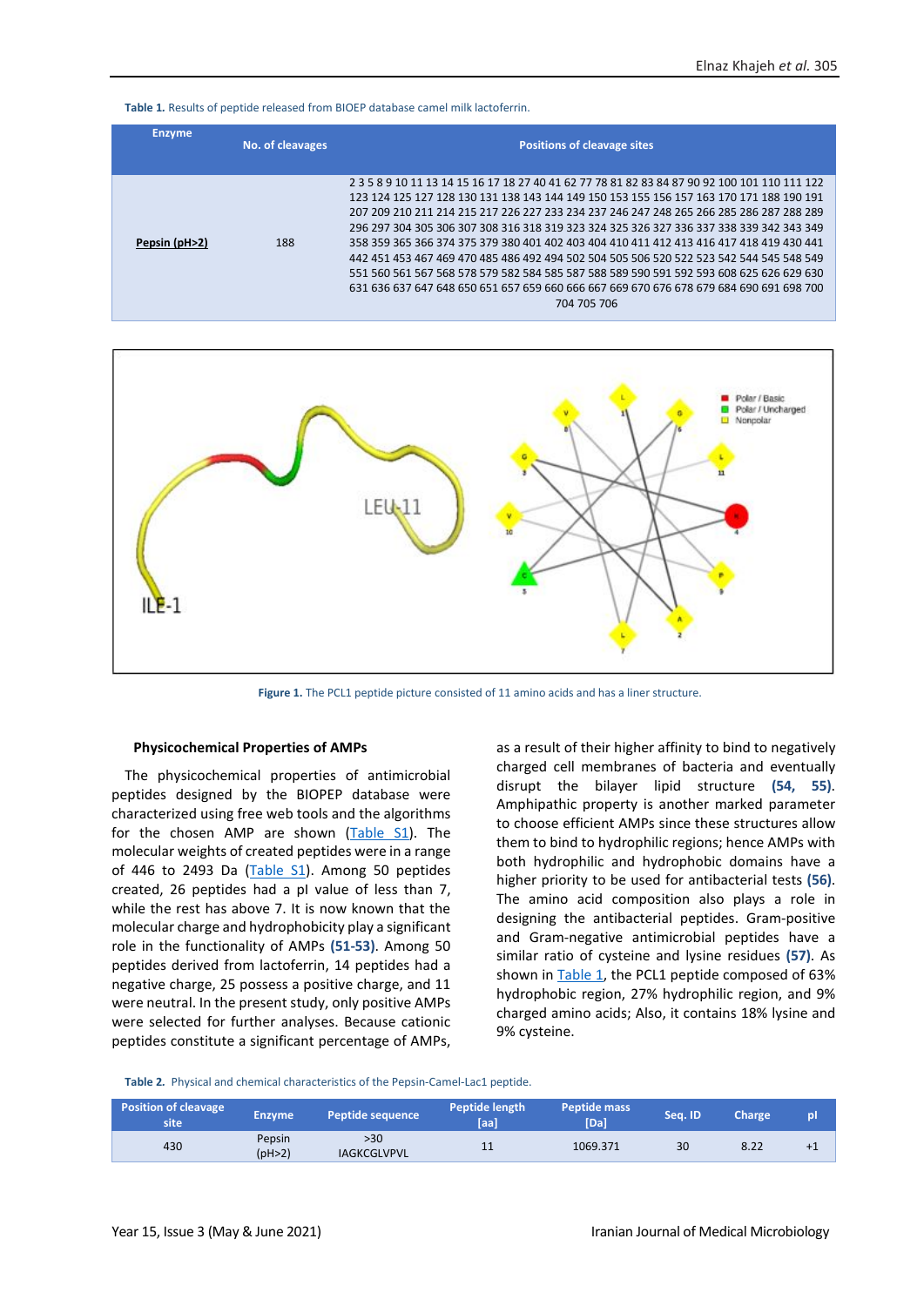**Table 1.** Results of peptide released from BIOEP database camel milk lactoferrin.

| Enzyme | No. of cleavages | Positions of cleavage sites |
|---|---|---|
| Pepsin (pH>2) | 188 | 2 3 5 8 9 10 11 13 14 15 16 17 18 27 40 41 62 77 78 81 82 83 84 87 90 92 100 101 110 111 122 123 124 125 127 128 130 131 138 143 149 150 153 155 156 157 163 170 171 188 190 191 207 209 210 211 214 215 217 226 227 233 234 237 246 247 248 265 266 285 286 287 288 289 296 297 304 305 306 307 308 316 318 319 323 324 325 326 327 336 337 338 339 342 343 349 358 359 365 366 374 375 379 380 401 402 403 404 410 411 412 413 416 417 418 419 430 441 442 451 453 467 469 470 485 486 492 494 502 504 505 506 520 522 523 542 544 545 548 549 551 560 561 567 568 578 579 582 584 585 587 588 589 590 591 592 593 608 625 626 629 630 631 636 637 647 648 650 651 657 659 660 666 667 669 670 676 678 679 684 690 691 698 700 704 705 706 |

Figure 1. The PCL1 peptide picture consisted of 11 amino acids and has a liner structure.

### Physicochemical Properties of AMPs

The physicochemical properties of antimicrobial peptides designed by the BIOPEP database were characterized using free web tools and the algorithms for the chosen AMP are shown (Table S1). The molecular weights of created peptides were in a range of 446 to 2493 Da (Table S1). Among 50 peptides created, 26 peptides had a pI value of less than 7, while the rest has above 7. It is now known that the molecular charge and hydrophobicity play a significant role in the functionality of AMPs **(51-53)**. Among 50 peptides derived from lactoferrin, 14 peptides had a negative charge, 25 possess a positive charge, and 11 were neutral. In the present study, only positive AMPs were selected for further analyses. Because cationic peptides constitute a significant percentage of AMPs, as a result of their higher affinity to bind to negatively charged cell membranes of bacteria and eventually disrupt the bilayer lipid structure **(54, 55)**. Amphipathic property is another marked parameter to choose efficient AMPs since these structures allow them to bind to hydrophilic regions; hence AMPs with both hydrophilic and hydrophobic domains have a higher priority to be used for antibacterial tests **(56)**. The amino acid composition also plays a role in designing the antibacterial peptides. Gram-positive and Gram-negative antimicrobial peptides have a similar ratio of cysteine and lysine residues **(57)**. As shown in Table 1, the PCL1 peptide composed of 63% hydrophobic region, 27% hydrophilic region, and 9% charged amino acids; Also, it contains 18% lysine and 9% cysteine.

**Table 2.** Physical and chemical characteristics of the Pepsin-Camel-Lac1 peptide.

| Position of cleavage site | Enzyme | Peptide sequence | Peptide length [aa] | Peptide mass [Da] | Seq. ID | Charge | pI |
|---|---|---|---|---|---|---|---|
| 430 | Pepsin (pH>2) | >30 IAGKCGLVPVL | 11 | 1069.371 | 30 | 8.22 | +1 |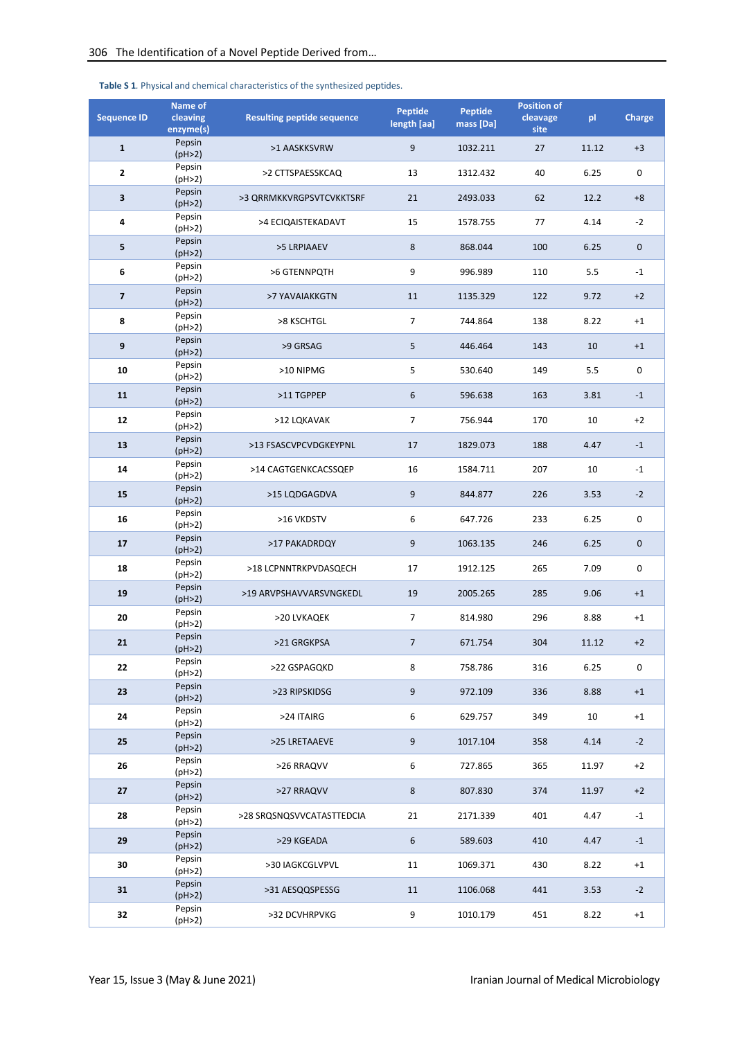**Table S 1.** Physical and chemical characteristics of the synthesized peptides.

| Sequence ID | Name of cleaving enzyme(s) | Resulting peptide sequence | Peptide length [aa] | Peptide mass [Da] | Position of cleavage site | pI | Charge |
|---|---|---|---|---|---|---|---|
| **1** | Pepsin (pH>2) | >1 AASKKSVRW | 9 | 1032.211 | 27 | 11.12 | +3 |
| **2** | Pepsin (pH>2) | >2 CTTSPAESSKCAQ | 13 | 1312.432 | 40 | 6.25 | 0 |
| **3** | Pepsin (pH>2) | >3 QRRMKKVRGPSVTCVKKTSRF | 21 | 2493.033 | 62 | 12.2 | +8 |
| **4** | Pepsin (pH>2) | >4 ECIQAISTEKADAVT | 15 | 1578.755 | 77 | 4.14 | -2 |
| **5** | Pepsin (pH>2) | >5 LRPIAAEV | 8 | 868.044 | 100 | 6.25 | 0 |
| **6** | Pepsin (pH>2) | >6 GTENNPQTH | 9 | 996.989 | 110 | 5.5 | -1 |
| **7** | Pepsin (pH>2) | >7 YAVAIAKKGTN | 11 | 1135.329 | 122 | 9.72 | +2 |
| **8** | Pepsin (pH>2) | >8 KSCHTGL | 7 | 744.864 | 138 | 8.22 | +1 |
| **9** | Pepsin (pH>2) | >9 GRSAG | 5 | 446.464 | 143 | 10 | +1 |
| **10** | Pepsin (pH>2) | >10 NIPMG | 5 | 530.640 | 149 | 5.5 | 0 |
| **11** | Pepsin (pH>2) | >11 TGPPEP | 6 | 596.638 | 163 | 3.81 | -1 |
| **12** | Pepsin (pH>2) | >12 LQKAVAK | 7 | 756.944 | 170 | 10 | +2 |
| **13** | Pepsin (pH>2) | >13 FSASCVPCVDGKEYPNL | 17 | 1829.073 | 188 | 4.47 | -1 |
| **14** | Pepsin (pH>2) | >14 CAGTGENKCACSSQEP | 16 | 1584.711 | 207 | 10 | -1 |
| **15** | Pepsin (pH>2) | >15 LQDGAGDVA | 9 | 844.877 | 226 | 3.53 | -2 |
| **16** | Pepsin (pH>2) | >16 VKDSTV | 6 | 647.726 | 233 | 6.25 | 0 |
| **17** | Pepsin (pH>2) | >17 PAKADRDQY | 9 | 1063.135 | 246 | 6.25 | 0 |
| **18** | Pepsin (pH>2) | >18 LCPNNTRKPVDASQECH | 17 | 1912.125 | 265 | 7.09 | 0 |
| **19** | Pepsin (pH>2) | >19 ARVPSHAVVARSVNGKEDL | 19 | 2005.265 | 285 | 9.06 | +1 |
| **20** | Pepsin (pH>2) | >20 LVKAQEK | 7 | 814.980 | 296 | 8.88 | +1 |
| **21** | Pepsin (pH>2) | >21 GRGKPSA | 7 | 671.754 | 304 | 11.12 | +2 |
| **22** | Pepsin (pH>2) | >22 GSPAGQKD | 8 | 758.786 | 316 | 6.25 | 0 |
| **23** | Pepsin (pH>2) | >23 RIPSKIDSG | 9 | 972.109 | 336 | 8.88 | +1 |
| **24** | Pepsin (pH>2) | >24 ITAIRG | 6 | 629.757 | 349 | 10 | +1 |
| **25** | Pepsin (pH>2) | >25 LRETAAEVE | 9 | 1017.104 | 358 | 4.14 | -2 |
| **26** | Pepsin (pH>2) | >26 RRAQVV | 6 | 727.865 | 365 | 11.97 | +2 |
| **27** | Pepsin (pH>2) | >27 RRAQVV | 8 | 807.830 | 374 | 11.97 | +2 |
| **28** | Pepsin (pH>2) | >28 SRQSNQSVVCATASTTEDCIA | 21 | 2171.339 | 401 | 4.47 | -1 |
| **29** | Pepsin (pH>2) | >29 KGEADA | 6 | 589.603 | 410 | 4.47 | -1 |
| **30** | Pepsin (pH>2) | >30 IAGKCGLVPVL | 11 | 1069.371 | 430 | 8.22 | +1 |
| **31** | Pepsin (pH>2) | >31 AESQQSPESSG | 11 | 1106.068 | 441 | 3.53 | -2 |
| **32** | Pepsin (pH>2) | >32 DCVHRPVKG | 9 | 1010.179 | 451 | 8.22 | +1 |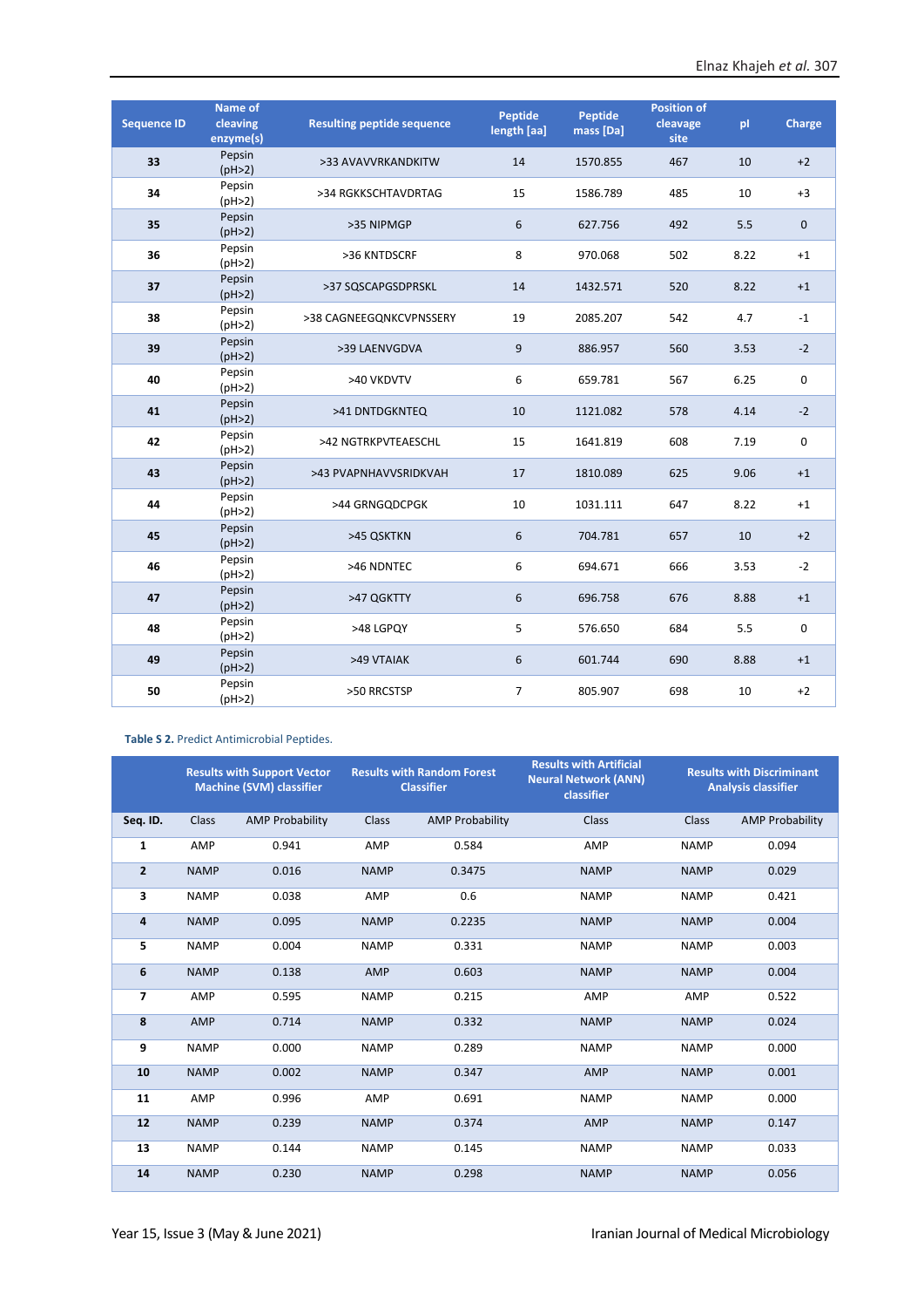| Sequence ID | Name of cleaving enzyme(s) | Resulting peptide sequence | Peptide length [aa] | Peptide mass [Da] | Position of cleavage site | pI | Charge |
|---|---|---|---|---|---|---|---|
| 33 | Pepsin (pH>2) | >33 AVAVVRKANDKITW | 14 | 1570.855 | 467 | 10 | +2 |
| 34 | Pepsin (pH>2) | >34 RGKKSCHTAVDRTAG | 15 | 1586.789 | 485 | 10 | +3 |
| 35 | Pepsin (pH>2) | >35 NIPMGP | 6 | 627.756 | 492 | 5.5 | 0 |
| 36 | Pepsin (pH>2) | >36 KNTDSCRF | 8 | 970.068 | 502 | 8.22 | +1 |
| 37 | Pepsin (pH>2) | >37 SQSCAPGSDPRSKL | 14 | 1432.571 | 520 | 8.22 | +1 |
| 38 | Pepsin (pH>2) | >38 CAGNEEGQNKCVPNSSERY | 19 | 2085.207 | 542 | 4.7 | -1 |
| 39 | Pepsin (pH>2) | >39 LAENVGDVA | 9 | 886.957 | 560 | 3.53 | -2 |
| 40 | Pepsin (pH>2) | >40 VKDVTV | 6 | 659.781 | 567 | 6.25 | 0 |
| 41 | Pepsin (pH>2) | >41 DNTDGKNTEQ | 10 | 1121.082 | 578 | 4.14 | -2 |
| 42 | Pepsin (pH>2) | >42 NGTRKPVTEAESCHL | 15 | 1641.819 | 608 | 7.19 | 0 |
| 43 | Pepsin (pH>2) | >43 PVAPNHAVVSRIDKVAH | 17 | 1810.089 | 625 | 9.06 | +1 |
| 44 | Pepsin (pH>2) | >44 GRNGQDCPGK | 10 | 1031.111 | 647 | 8.22 | +1 |
| 45 | Pepsin (pH>2) | >45 QSKTKN | 6 | 704.781 | 657 | 10 | +2 |
| 46 | Pepsin (pH>2) | >46 NDNTEC | 6 | 694.671 | 666 | 3.53 | -2 |
| 47 | Pepsin (pH>2) | >47 QGKTTY | 6 | 696.758 | 676 | 8.88 | +1 |
| 48 | Pepsin (pH>2) | >48 LGPQY | 5 | 576.650 | 684 | 5.5 | 0 |
| 49 | Pepsin (pH>2) | >49 VTAIAK | 6 | 601.744 | 690 | 8.88 | +1 |
| 50 | Pepsin (pH>2) | >50 RRCSTSP | 7 | 805.907 | 698 | 10 | +2 |

**Table S 2.** Predict Antimicrobial Peptides.

| | Results with Support Vector Machine (SVM) classifier | | Results with Random Forest Classifier | | Results with Artificial Neural Network (ANN) classifier | Results with Discriminant Analysis classifier | |
|---|---|---|---|---|---|---|---|
| **Seq. ID.** | Class | AMP Probability | Class | AMP Probability | Class | Class | AMP Probability |
| 1 | AMP | 0.941 | AMP | 0.584 | AMP | NAMP | 0.094 |
| 2 | NAMP | 0.016 | NAMP | 0.3475 | NAMP | NAMP | 0.029 |
| 3 | NAMP | 0.038 | AMP | 0.6 | NAMP | NAMP | 0.421 |
| 4 | NAMP | 0.095 | NAMP | 0.2235 | NAMP | NAMP | 0.004 |
| 5 | NAMP | 0.004 | NAMP | 0.331 | NAMP | NAMP | 0.003 |
| 6 | NAMP | 0.138 | AMP | 0.603 | NAMP | NAMP | 0.004 |
| 7 | AMP | 0.595 | NAMP | 0.215 | AMP | AMP | 0.522 |
| 8 | AMP | 0.714 | NAMP | 0.332 | NAMP | NAMP | 0.024 |
| 9 | NAMP | 0.000 | NAMP | 0.289 | NAMP | NAMP | 0.000 |
| 10 | NAMP | 0.002 | NAMP | 0.347 | AMP | NAMP | 0.001 |
| 11 | AMP | 0.996 | AMP | 0.691 | NAMP | NAMP | 0.000 |
| 12 | NAMP | 0.239 | NAMP | 0.374 | AMP | NAMP | 0.147 |
| 13 | NAMP | 0.144 | NAMP | 0.145 | NAMP | NAMP | 0.033 |
| 14 | NAMP | 0.230 | NAMP | 0.298 | NAMP | NAMP | 0.056 |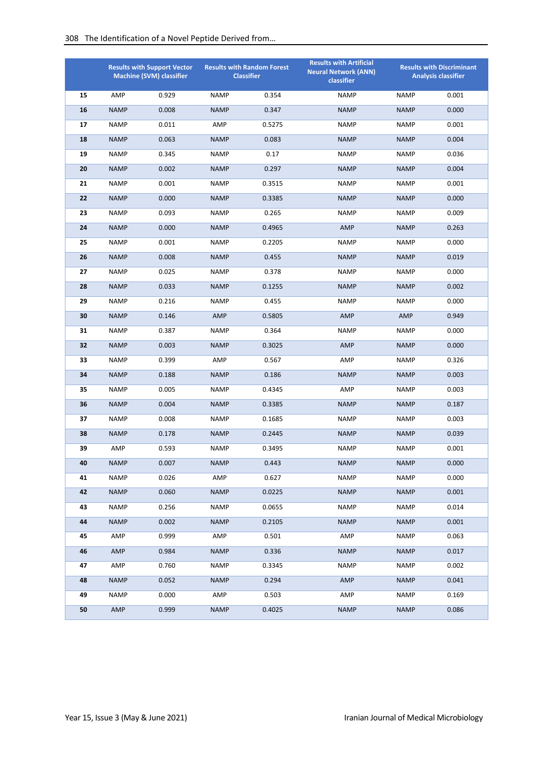| | Results with Support Vector Machine (SVM) classifier | | Results with Random Forest Classifier | | Results with Artificial Neural Network (ANN) classifier | Results with Discriminant Analysis classifier | |
|---|---|---|---|---|---|---|---|
| **15** | AMP | 0.929 | NAMP | 0.354 | NAMP | NAMP | 0.001 |
| **16** | NAMP | 0.008 | NAMP | 0.347 | NAMP | NAMP | 0.000 |
| **17** | NAMP | 0.011 | AMP | 0.5275 | NAMP | NAMP | 0.001 |
| **18** | NAMP | 0.063 | NAMP | 0.083 | NAMP | NAMP | 0.004 |
| **19** | NAMP | 0.345 | NAMP | 0.17 | NAMP | NAMP | 0.036 |
| **20** | NAMP | 0.002 | NAMP | 0.297 | NAMP | NAMP | 0.004 |
| **21** | NAMP | 0.001 | NAMP | 0.3515 | NAMP | NAMP | 0.001 |
| **22** | NAMP | 0.000 | NAMP | 0.3385 | NAMP | NAMP | 0.000 |
| **23** | NAMP | 0.093 | NAMP | 0.265 | NAMP | NAMP | 0.009 |
| **24** | NAMP | 0.000 | NAMP | 0.4965 | AMP | NAMP | 0.263 |
| **25** | NAMP | 0.001 | NAMP | 0.2205 | NAMP | NAMP | 0.000 |
| **26** | NAMP | 0.008 | NAMP | 0.455 | NAMP | NAMP | 0.019 |
| **27** | NAMP | 0.025 | NAMP | 0.378 | NAMP | NAMP | 0.000 |
| **28** | NAMP | 0.033 | NAMP | 0.1255 | NAMP | NAMP | 0.002 |
| **29** | NAMP | 0.216 | NAMP | 0.455 | NAMP | NAMP | 0.000 |
| **30** | NAMP | 0.146 | AMP | 0.5805 | AMP | AMP | 0.949 |
| **31** | NAMP | 0.387 | NAMP | 0.364 | NAMP | NAMP | 0.000 |
| **32** | NAMP | 0.003 | NAMP | 0.3025 | AMP | NAMP | 0.000 |
| **33** | NAMP | 0.399 | AMP | 0.567 | AMP | NAMP | 0.326 |
| **34** | NAMP | 0.188 | NAMP | 0.186 | NAMP | NAMP | 0.003 |
| **35** | NAMP | 0.005 | NAMP | 0.4345 | AMP | NAMP | 0.003 |
| **36** | NAMP | 0.004 | NAMP | 0.3385 | NAMP | NAMP | 0.187 |
| **37** | NAMP | 0.008 | NAMP | 0.1685 | NAMP | NAMP | 0.003 |
| **38** | NAMP | 0.178 | NAMP | 0.2445 | NAMP | NAMP | 0.039 |
| **39** | AMP | 0.593 | NAMP | 0.3495 | NAMP | NAMP | 0.001 |
| **40** | NAMP | 0.007 | NAMP | 0.443 | NAMP | NAMP | 0.000 |
| **41** | NAMP | 0.026 | AMP | 0.627 | NAMP | NAMP | 0.000 |
| **42** | NAMP | 0.060 | NAMP | 0.0225 | NAMP | NAMP | 0.001 |
| **43** | NAMP | 0.256 | NAMP | 0.0655 | NAMP | NAMP | 0.014 |
| **44** | NAMP | 0.002 | NAMP | 0.2105 | NAMP | NAMP | 0.001 |
| **45** | AMP | 0.999 | AMP | 0.501 | AMP | NAMP | 0.063 |
| **46** | AMP | 0.984 | NAMP | 0.336 | NAMP | NAMP | 0.017 |
| **47** | AMP | 0.760 | NAMP | 0.3345 | NAMP | NAMP | 0.002 |
| **48** | NAMP | 0.052 | NAMP | 0.294 | AMP | NAMP | 0.041 |
| **49** | NAMP | 0.000 | AMP | 0.503 | AMP | NAMP | 0.169 |
| **50** | AMP | 0.999 | NAMP | 0.4025 | NAMP | NAMP | 0.086 |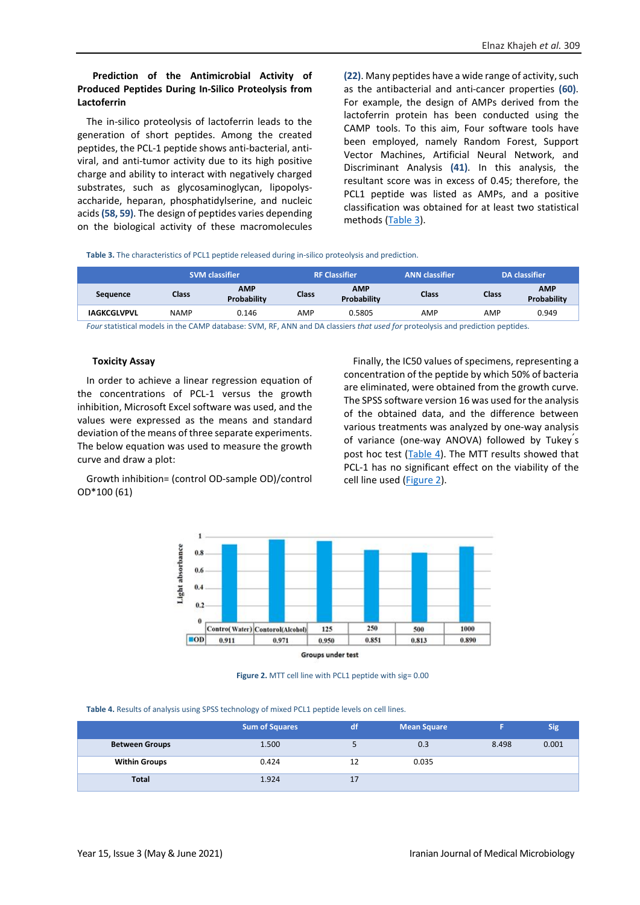**Prediction of the Antimicrobial Activity of Produced Peptides During In-Silico Proteolysis from Lactoferrin**

The in-silico proteolysis of lactoferrin leads to the generation of short peptides. Among the created peptides, the PCL-1 peptide shows anti-bacterial, anti-viral, and anti-tumor activity due to its high positive charge and ability to interact with negatively charged substrates, such as glycosaminoglycan, lipopolysaccharide, heparan, phosphatidylserine, and nucleic acids (58, 59). The design of peptides varies depending on the biological activity of these macromolecules (22). Many peptides have a wide range of activity, such as the antibacterial and anti-cancer properties (60). For example, the design of AMPs derived from the lactoferrin protein has been conducted using the CAMP tools. To this aim, Four software tools have been employed, namely Random Forest, Support Vector Machines, Artificial Neural Network, and Discriminant Analysis (41). In this analysis, the resultant score was in excess of 0.45; therefore, the PCL1 peptide was listed as AMPs, and a positive classification was obtained for at least two statistical methods (Table 3).

Table 3. The characteristics of PCL1 peptide released during in-silico proteolysis and prediction.

| Sequence | SVM classifier | | RF Classifier | | ANN classifier | DA classifier | |
|---|---|---|---|---|---|---|---|
| | Class | AMP Probability | Class | AMP Probability | Class | Class | AMP Probability |
| IAGKCGLVPVL | NAMP | 0.146 | AMP | 0.5805 | AMP | AMP | 0.949 |

*Four* statistical models in the CAMP database: SVM, RF, ANN and DA classiers *that used for* proteolysis and prediction peptides.

**Toxicity Assay**

In order to achieve a linear regression equation of the concentrations of PCL-1 versus the growth inhibition, Microsoft Excel software was used, and the values were expressed as the means and standard deviation of the means of three separate experiments. The below equation was used to measure the growth curve and draw a plot:

Growth inhibition= (control OD-sample OD)/control OD*100 (61)

Finally, the IC50 values of specimens, representing a concentration of the peptide by which 50% of bacteria are eliminated, were obtained from the growth curve. The SPSS software version 16 was used for the analysis of the obtained data, and the difference between various treatments was analyzed by one-way analysis of variance (one-way ANOVA) followed by Tukey´s post hoc test (Table 4). The MTT results showed that PCL-1 has no significant effect on the viability of the cell line used (Figure 2).

| | Contro( Water) | Contorol(Alcohol) | 125 | 250 | 500 | 1000 |
|---|---|---|---|---|---|---|
| OD | 0.911 | 0.971 | 0.950 | 0.851 | 0.813 | 0.890 |

Figure 2. MTT cell line with PCL1 peptide with sig= 0.00

Table 4. Results of analysis using SPSS technology of mixed PCL1 peptide levels on cell lines.

| | Sum of Squares | df | Mean Square | F | Sig |
|---|---|---|---|---|---|
| **Between Groups** | 1.500 | 5 | 0.3 | 8.498 | 0.001 |
| **Within Groups** | 0.424 | 12 | 0.035 | | |
| **Total** | 1.924 | 17 | | | |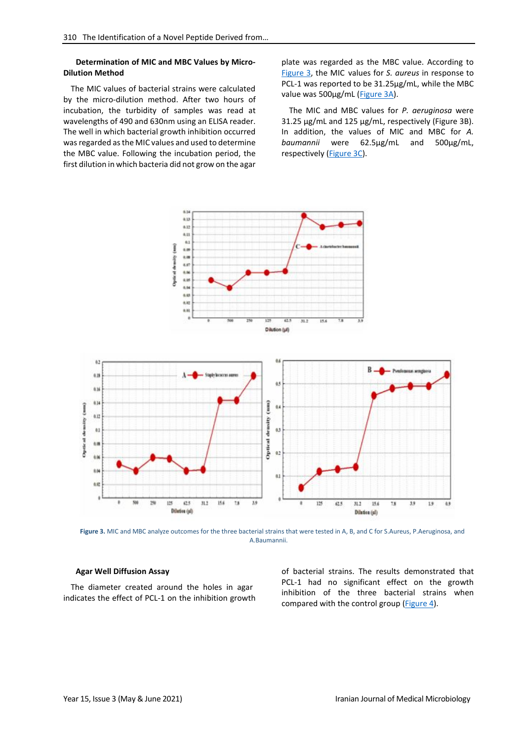**Determination of MIC and MBC Values by Micro-Dilution Method**

The MIC values of bacterial strains were calculated by the micro-dilution method. After two hours of incubation, the turbidity of samples was read at wavelengths of 490 and 630nm using an ELISA reader. The well in which bacterial growth inhibition occurred was regarded as the MIC values and used to determine the MBC value. Following the incubation period, the first dilution in which bacteria did not grow on the agar plate was regarded as the MBC value. According to Figure 3, the MIC values for *S. aureus* in response to PCL-1 was reported to be 31.25µg/mL, while the MBC value was 500µg/mL (Figure 3A).

The MIC and MBC values for *P. aeruginosa* were 31.25 µg/mL and 125 µg/mL, respectively (Figure 3B). In addition, the values of MIC and MBC for *A. baumannii* were 62.5µg/mL and 500µg/mL, respectively (Figure 3C).

**Figure 3.** MIC and MBC analyze outcomes for the three bacterial strains that were tested in A, B, and C for S.Aureus, P.Aeruginosa, and A.Baumannii.

**Agar Well Diffusion Assay**

The diameter created around the holes in agar indicates the effect of PCL-1 on the inhibition growth of bacterial strains. The results demonstrated that PCL-1 had no significant effect on the growth inhibition of the three bacterial strains when compared with the control group (Figure 4).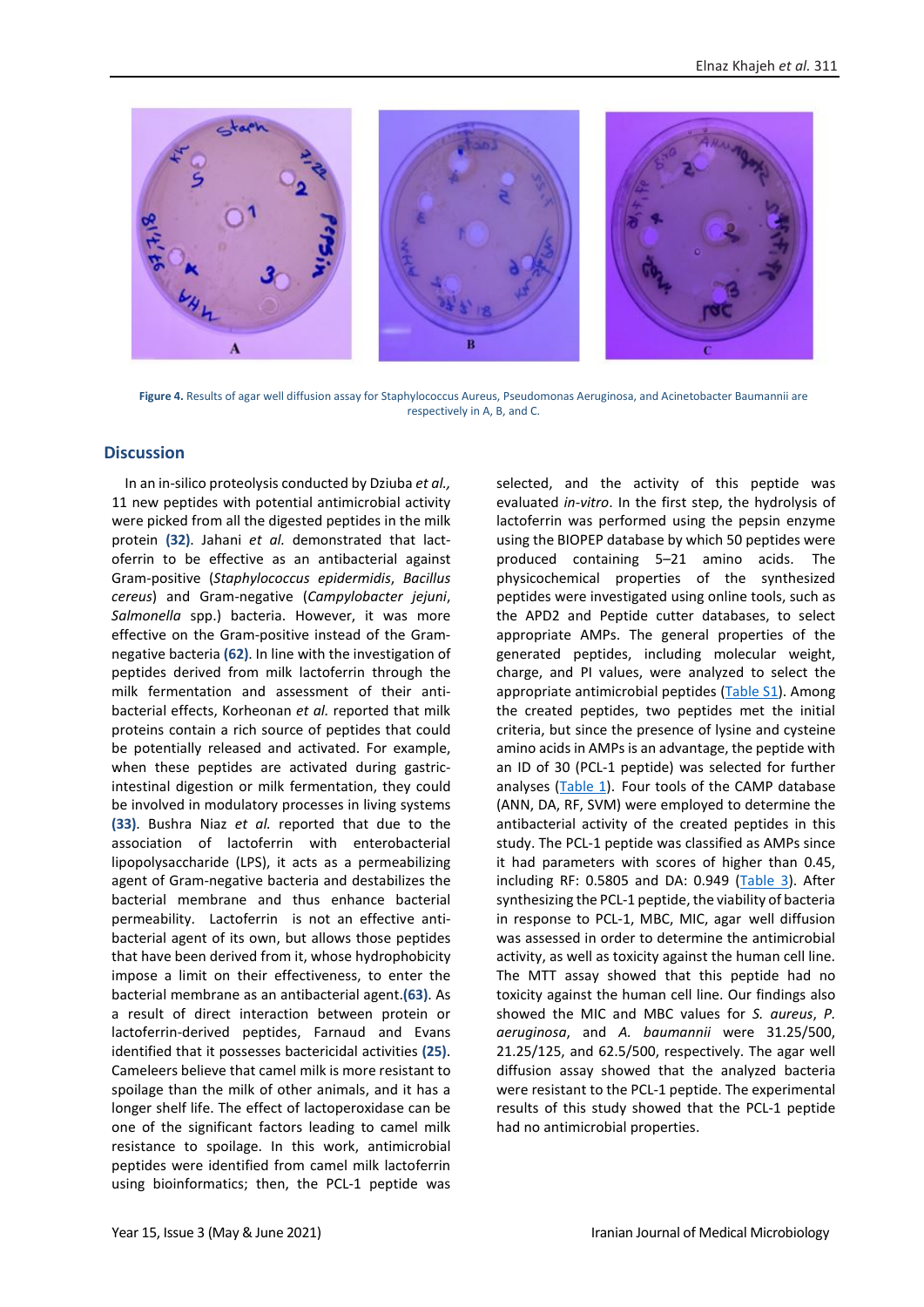**Figure 4.** Results of agar well diffusion assay for Staphylococcus Aureus, Pseudomonas Aeruginosa, and Acinetobacter Baumannii are respectively in A, B, and C.

## Discussion

In an in-silico proteolysis conducted by Dziuba *et al.,* 11 new peptides with potential antimicrobial activity were picked from all the digested peptides in the milk protein **(32)**. Jahani *et al.* demonstrated that lactoferrin to be effective as an antibacterial against Gram-positive (*Staphylococcus epidermidis*, *Bacillus cereus*) and Gram-negative (*Campylobacter jejuni*, *Salmonella* spp.) bacteria. However, it was more effective on the Gram-positive instead of the Gram-negative bacteria **(62)**. In line with the investigation of peptides derived from milk lactoferrin through the milk fermentation and assessment of their anti-bacterial effects, Korheonan *et al.* reported that milk proteins contain a rich source of peptides that could be potentially released and activated. For example, when these peptides are activated during gastric-intestinal digestion or milk fermentation, they could be involved in modulatory processes in living systems **(33)**. Bushra Niaz *et al.* reported that due to the association of lactoferrin with enterobacterial lipopolysaccharide (LPS), it acts as a permeabilizing agent of Gram-negative bacteria and destabilizes the bacterial membrane and thus enhance bacterial permeability. Lactoferrin is not an effective anti-bacterial agent of its own, but allows those peptides that have been derived from it, whose hydrophobicity impose a limit on their effectiveness, to enter the bacterial membrane as an antibacterial agent.**(63)**. As a result of direct interaction between protein or lactoferrin-derived peptides, Farnaud and Evans identified that it possesses bactericidal activities **(25)**. Cameleers believe that camel milk is more resistant to spoilage than the milk of other animals, and it has a longer shelf life. The effect of lactoperoxidase can be one of the significant factors leading to camel milk resistance to spoilage. In this work, antimicrobial peptides were identified from camel milk lactoferrin using bioinformatics; then, the PCL-1 peptide was selected, and the activity of this peptide was evaluated *in-vitro*. In the first step, the hydrolysis of lactoferrin was performed using the pepsin enzyme using the BIOPEP database by which 50 peptides were produced containing 5–21 amino acids. The physicochemical properties of the synthesized peptides were investigated using online tools, such as the APD2 and Peptide cutter databases, to select appropriate AMPs. The general properties of the generated peptides, including molecular weight, charge, and PI values, were analyzed to select the appropriate antimicrobial peptides (Table S1). Among the created peptides, two peptides met the initial criteria, but since the presence of lysine and cysteine amino acids in AMPs is an advantage, the peptide with an ID of 30 (PCL-1 peptide) was selected for further analyses (Table 1). Four tools of the CAMP database (ANN, DA, RF, SVM) were employed to determine the antibacterial activity of the created peptides in this study. The PCL-1 peptide was classified as AMPs since it had parameters with scores of higher than 0.45, including RF: 0.5805 and DA: 0.949 (Table 3). After synthesizing the PCL-1 peptide, the viability of bacteria in response to PCL-1, MBC, MIC, agar well diffusion was assessed in order to determine the antimicrobial activity, as well as toxicity against the human cell line. The MTT assay showed that this peptide had no toxicity against the human cell line. Our findings also showed the MIC and MBC values for *S. aureus*, *P. aeruginosa*, and *A. baumannii* were 31.25/500, 21.25/125, and 62.5/500, respectively. The agar well diffusion assay showed that the analyzed bacteria were resistant to the PCL-1 peptide. The experimental results of this study showed that the PCL-1 peptide had no antimicrobial properties.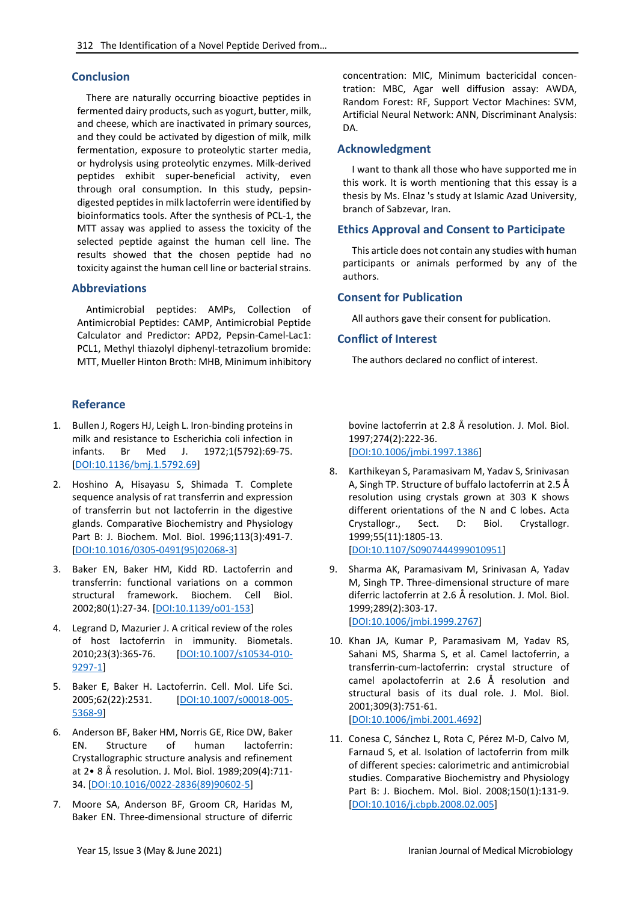## Conclusion

There are naturally occurring bioactive peptides in fermented dairy products, such as yogurt, butter, milk, and cheese, which are inactivated in primary sources, and they could be activated by digestion of milk, milk fermentation, exposure to proteolytic starter media, or hydrolysis using proteolytic enzymes. Milk-derived peptides exhibit super-beneficial activity, even through oral consumption. In this study, pepsin-digested peptides in milk lactoferrin were identified by bioinformatics tools. After the synthesis of PCL-1, the MTT assay was applied to assess the toxicity of the selected peptide against the human cell line. The results showed that the chosen peptide had no toxicity against the human cell line or bacterial strains.

## Abbreviations

Antimicrobial peptides: AMPs, Collection of Antimicrobial Peptides: CAMP, Antimicrobial Peptide Calculator and Predictor: APD2, Pepsin-Camel-Lac1: PCL1, Methyl thiazolyl diphenyl-tetrazolium bromide: MTT, Mueller Hinton Broth: MHB, Minimum inhibitory concentration: MIC, Minimum bactericidal concentration: MBC, Agar well diffusion assay: AWDA, Random Forest: RF, Support Vector Machines: SVM, Artificial Neural Network: ANN, Discriminant Analysis: DA.

## Acknowledgment

I want to thank all those who have supported me in this work. It is worth mentioning that this essay is a thesis by Ms. Elnaz 's study at Islamic Azad University, branch of Sabzevar, Iran.

## Ethics Approval and Consent to Participate

This article does not contain any studies with human participants or animals performed by any of the authors.

## Consent for Publication

All authors gave their consent for publication.

## Conflict of Interest

The authors declared no conflict of interest.

## Referance

1. Bullen J, Rogers HJ, Leigh L. Iron-binding proteins in milk and resistance to Escherichia coli infection in infants. Br Med J. 1972;1(5792):69-75. [DOI:10.1136/bmj.1.5792.69]

2. Hoshino A, Hisayasu S, Shimada T. Complete sequence analysis of rat transferrin and expression of transferrin but not lactoferrin in the digestive glands. Comparative Biochemistry and Physiology Part B: J. Biochem. Mol. Biol. 1996;113(3):491-7. [DOI:10.1016/0305-0491(95)02068-3]

3. Baker EN, Baker HM, Kidd RD. Lactoferrin and transferrin: functional variations on a common structural framework. Biochem. Cell Biol. 2002;80(1):27-34. [DOI:10.1139/o01-153]

4. Legrand D, Mazurier J. A critical review of the roles of host lactoferrin in immunity. Biometals. 2010;23(3):365-76. [DOI:10.1007/s10534-010-9297-1]

5. Baker E, Baker H. Lactoferrin. Cell. Mol. Life Sci. 2005;62(22):2531. [DOI:10.1007/s00018-005-5368-9]

6. Anderson BF, Baker HM, Norris GE, Rice DW, Baker EN. Structure of human lactoferrin: Crystallographic structure analysis and refinement at 2• 8 Å resolution. J. Mol. Biol. 1989;209(4):711-34. [DOI:10.1016/0022-2836(89)90602-5]

7. Moore SA, Anderson BF, Groom CR, Haridas M, Baker EN. Three-dimensional structure of diferric bovine lactoferrin at 2.8 Å resolution. J. Mol. Biol. 1997;274(2):222-36. [DOI:10.1006/jmbi.1997.1386]

8. Karthikeyan S, Paramasivam M, Yadav S, Srinivasan A, Singh TP. Structure of buffalo lactoferrin at 2.5 Å resolution using crystals grown at 303 K shows different orientations of the N and C lobes. Acta Crystallogr., Sect. D: Biol. Crystallogr. 1999;55(11):1805-13. [DOI:10.1107/S0907444999010951]

9. Sharma AK, Paramasivam M, Srinivasan A, Yadav M, Singh TP. Three-dimensional structure of mare diferric lactoferrin at 2.6 Å resolution. J. Mol. Biol. 1999;289(2):303-17. [DOI:10.1006/jmbi.1999.2767]

10. Khan JA, Kumar P, Paramasivam M, Yadav RS, Sahani MS, Sharma S, et al. Camel lactoferrin, a transferrin-cum-lactoferrin: crystal structure of camel apolactoferrin at 2.6 Å resolution and structural basis of its dual role. J. Mol. Biol. 2001;309(3):751-61. [DOI:10.1006/jmbi.2001.4692]

11. Conesa C, Sánchez L, Rota C, Pérez M-D, Calvo M, Farnaud S, et al. Isolation of lactoferrin from milk of different species: calorimetric and antimicrobial studies. Comparative Biochemistry and Physiology Part B: J. Biochem. Mol. Biol. 2008;150(1):131-9. [DOI:10.1016/j.cbpb.2008.02.005]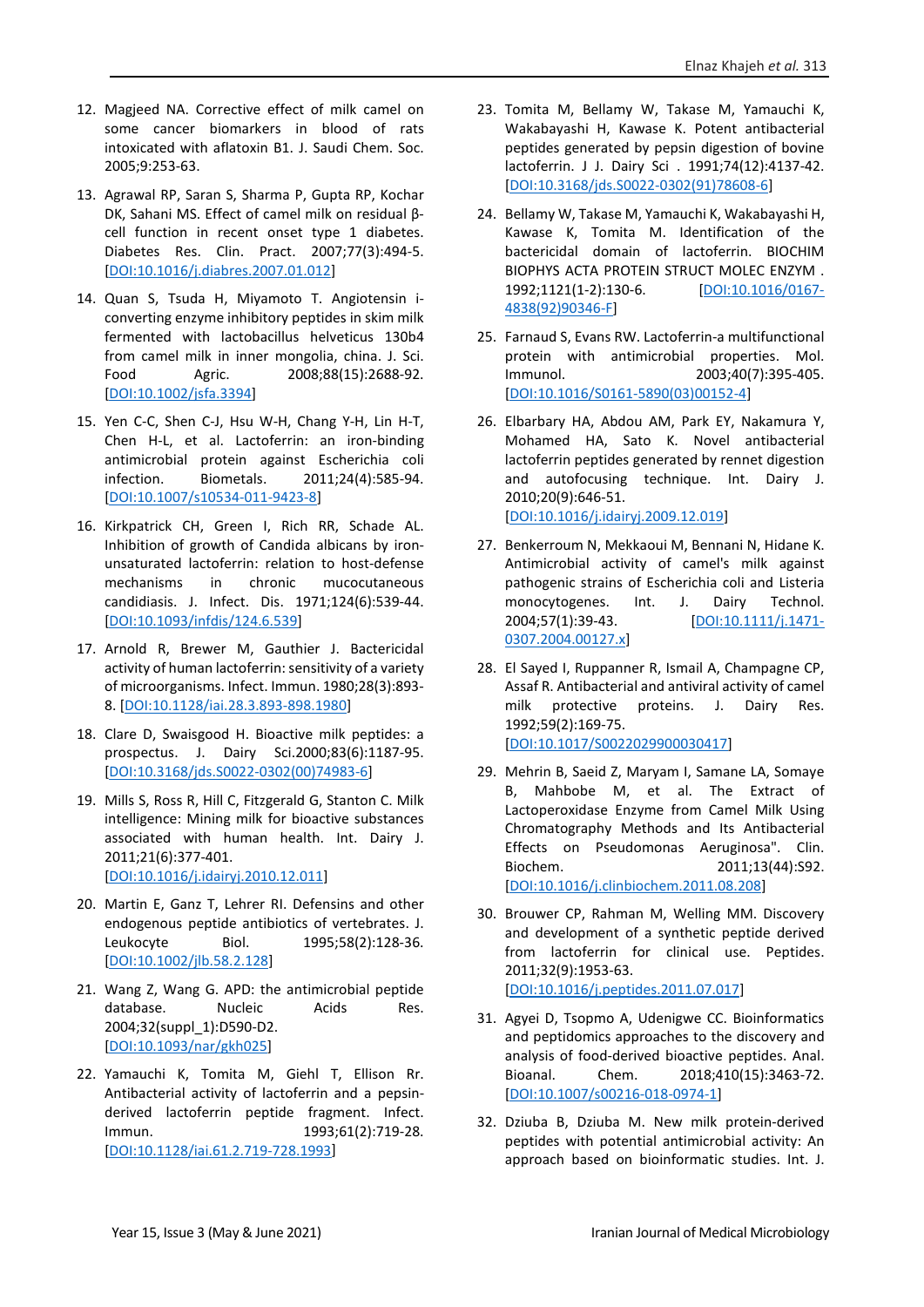12. Magjeed NA. Corrective effect of milk camel on some cancer biomarkers in blood of rats intoxicated with aflatoxin B1. J. Saudi Chem. Soc. 2005;9:253-63.

13. Agrawal RP, Saran S, Sharma P, Gupta RP, Kochar DK, Sahani MS. Effect of camel milk on residual β-cell function in recent onset type 1 diabetes. Diabetes Res. Clin. Pract. 2007;77(3):494-5. [DOI:10.1016/j.diabres.2007.01.012]

14. Quan S, Tsuda H, Miyamoto T. Angiotensin i-converting enzyme inhibitory peptides in skim milk fermented with lactobacillus helveticus 130b4 from camel milk in inner mongolia, china. J. Sci. Food Agric. 2008;88(15):2688-92. [DOI:10.1002/jsfa.3394]

15. Yen C-C, Shen C-J, Hsu W-H, Chang Y-H, Lin H-T, Chen H-L, et al. Lactoferrin: an iron-binding antimicrobial protein against Escherichia coli infection. Biometals. 2011;24(4):585-94. [DOI:10.1007/s10534-011-9423-8]

16. Kirkpatrick CH, Green I, Rich RR, Schade AL. Inhibition of growth of Candida albicans by iron-unsaturated lactoferrin: relation to host-defense mechanisms in chronic mucocutaneous candidiasis. J. Infect. Dis. 1971;124(6):539-44. [DOI:10.1093/infdis/124.6.539]

17. Arnold R, Brewer M, Gauthier J. Bactericidal activity of human lactoferrin: sensitivity of a variety of microorganisms. Infect. Immun. 1980;28(3):893-8. [DOI:10.1128/iai.28.3.893-898.1980]

18. Clare D, Swaisgood H. Bioactive milk peptides: a prospectus. J. Dairy Sci.2000;83(6):1187-95. [DOI:10.3168/jds.S0022-0302(00)74983-6]

19. Mills S, Ross R, Hill C, Fitzgerald G, Stanton C. Milk intelligence: Mining milk for bioactive substances associated with human health. Int. Dairy J. 2011;21(6):377-401. [DOI:10.1016/j.idairyj.2010.12.011]

20. Martin E, Ganz T, Lehrer RI. Defensins and other endogenous peptide antibiotics of vertebrates. J. Leukocyte Biol. 1995;58(2):128-36. [DOI:10.1002/jlb.58.2.128]

21. Wang Z, Wang G. APD: the antimicrobial peptide database. Nucleic Acids Res. 2004;32(suppl_1):D590-D2. [DOI:10.1093/nar/gkh025]

22. Yamauchi K, Tomita M, Giehl T, Ellison Rr. Antibacterial activity of lactoferrin and a pepsin-derived lactoferrin peptide fragment. Infect. Immun. 1993;61(2):719-28. [DOI:10.1128/iai.61.2.719-728.1993]

23. Tomita M, Bellamy W, Takase M, Yamauchi K, Wakabayashi H, Kawase K. Potent antibacterial peptides generated by pepsin digestion of bovine lactoferrin. J J. Dairy Sci . 1991;74(12):4137-42. [DOI:10.3168/jds.S0022-0302(91)78608-6]

24. Bellamy W, Takase M, Yamauchi K, Wakabayashi H, Kawase K, Tomita M. Identification of the bactericidal domain of lactoferrin. BIOCHIM BIOPHYS ACTA PROTEIN STRUCT MOLEC ENZYM . 1992;1121(1-2):130-6. [DOI:10.1016/0167-4838(92)90346-F]

25. Farnaud S, Evans RW. Lactoferrin-a multifunctional protein with antimicrobial properties. Mol. Immunol. 2003;40(7):395-405. [DOI:10.1016/S0161-5890(03)00152-4]

26. Elbarbary HA, Abdou AM, Park EY, Nakamura Y, Mohamed HA, Sato K. Novel antibacterial lactoferrin peptides generated by rennet digestion and autofocusing technique. Int. Dairy J. 2010;20(9):646-51. [DOI:10.1016/j.idairyj.2009.12.019]

27. Benkerroum N, Mekkaoui M, Bennani N, Hidane K. Antimicrobial activity of camel's milk against pathogenic strains of Escherichia coli and Listeria monocytogenes. Int. J. Dairy Technol. 2004;57(1):39-43. [DOI:10.1111/j.1471-0307.2004.00127.x]

28. El Sayed I, Ruppanner R, Ismail A, Champagne CP, Assaf R. Antibacterial and antiviral activity of camel milk protective proteins. J. Dairy Res. 1992;59(2):169-75. [DOI:10.1017/S0022029900030417]

29. Mehrin B, Saeid Z, Maryam I, Samane LA, Somaye B, Mahbobe M, et al. The Extract of Lactoperoxidase Enzyme from Camel Milk Using Chromatography Methods and Its Antibacterial Effects on Pseudomonas Aeruginosa". Clin. Biochem. 2011;13(44):S92. [DOI:10.1016/j.clinbiochem.2011.08.208]

30. Brouwer CP, Rahman M, Welling MM. Discovery and development of a synthetic peptide derived from lactoferrin for clinical use. Peptides. 2011;32(9):1953-63. [DOI:10.1016/j.peptides.2011.07.017]

31. Agyei D, Tsopmo A, Udenigwe CC. Bioinformatics and peptidomics approaches to the discovery and analysis of food-derived bioactive peptides. Anal. Bioanal. Chem. 2018;410(15):3463-72. [DOI:10.1007/s00216-018-0974-1]

32. Dziuba B, Dziuba M. New milk protein-derived peptides with potential antimicrobial activity: An approach based on bioinformatic studies. Int. J.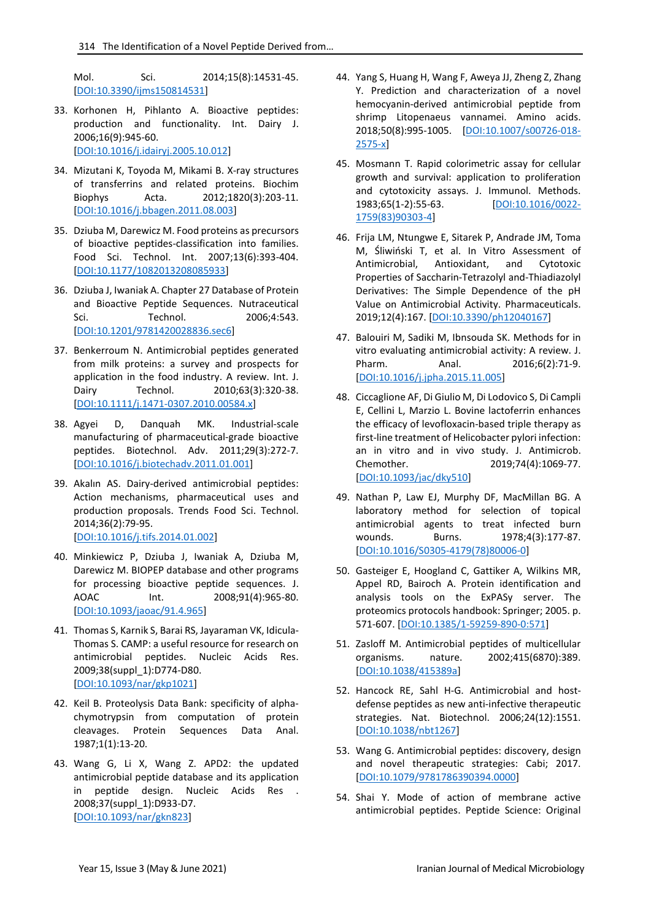Mol. Sci. 2014;15(8):14531-45. [DOI:10.3390/ijms150814531]

33. Korhonen H, Pihlanto A. Bioactive peptides: production and functionality. Int. Dairy J. 2006;16(9):945-60. [DOI:10.1016/j.idairyj.2005.10.012]

34. Mizutani K, Toyoda M, Mikami B. X-ray structures of transferrins and related proteins. Biochim Biophys Acta. 2012;1820(3):203-11. [DOI:10.1016/j.bbagen.2011.08.003]

35. Dziuba M, Darewicz M. Food proteins as precursors of bioactive peptides-classification into families. Food Sci. Technol. Int. 2007;13(6):393-404. [DOI:10.1177/1082013208085933]

36. Dziuba J, Iwaniak A. Chapter 27 Database of Protein and Bioactive Peptide Sequences. Nutraceutical Sci. Technol. 2006;4:543. [DOI:10.1201/9781420028836.sec6]

37. Benkerroum N. Antimicrobial peptides generated from milk proteins: a survey and prospects for application in the food industry. A review. Int. J. Dairy Technol. 2010;63(3):320-38. [DOI:10.1111/j.1471-0307.2010.00584.x]

38. Agyei D, Danquah MK. Industrial-scale manufacturing of pharmaceutical-grade bioactive peptides. Biotechnol. Adv. 2011;29(3):272-7. [DOI:10.1016/j.biotechadv.2011.01.001]

39. Akalın AS. Dairy-derived antimicrobial peptides: Action mechanisms, pharmaceutical uses and production proposals. Trends Food Sci. Technol. 2014;36(2):79-95. [DOI:10.1016/j.tifs.2014.01.002]

40. Minkiewicz P, Dziuba J, Iwaniak A, Dziuba M, Darewicz M. BIOPEP database and other programs for processing bioactive peptide sequences. J. AOAC Int. 2008;91(4):965-80. [DOI:10.1093/jaoac/91.4.965]

41. Thomas S, Karnik S, Barai RS, Jayaraman VK, Idicula-Thomas S. CAMP: a useful resource for research on antimicrobial peptides. Nucleic Acids Res. 2009;38(suppl_1):D774-D80. [DOI:10.1093/nar/gkp1021]

42. Keil B. Proteolysis Data Bank: specificity of alpha-chymotrypsin from computation of protein cleavages. Protein Sequences Data Anal. 1987;1(1):13-20.

43. Wang G, Li X, Wang Z. APD2: the updated antimicrobial peptide database and its application in peptide design. Nucleic Acids Res . 2008;37(suppl_1):D933-D7. [DOI:10.1093/nar/gkn823]

44. Yang S, Huang H, Wang F, Aweya JJ, Zheng Z, Zhang Y. Prediction and characterization of a novel hemocyanin-derived antimicrobial peptide from shrimp Litopenaeus vannamei. Amino acids. 2018;50(8):995-1005. [DOI:10.1007/s00726-018-2575-x]

45. Mosmann T. Rapid colorimetric assay for cellular growth and survival: application to proliferation and cytotoxicity assays. J. Immunol. Methods. 1983;65(1-2):55-63. [DOI:10.1016/0022-1759(83)90303-4]

46. Frija LM, Ntungwe E, Sitarek P, Andrade JM, Toma M, Śliwiński T, et al. In Vitro Assessment of Antimicrobial, Antioxidant, and Cytotoxic Properties of Saccharin-Tetrazolyl and-Thiadiazolyl Derivatives: The Simple Dependence of the pH Value on Antimicrobial Activity. Pharmaceuticals. 2019;12(4):167. [DOI:10.3390/ph12040167]

47. Balouiri M, Sadiki M, Ibnsouda SK. Methods for in vitro evaluating antimicrobial activity: A review. J. Pharm. Anal. 2016;6(2):71-9. [DOI:10.1016/j.jpha.2015.11.005]

48. Ciccaglione AF, Di Giulio M, Di Lodovico S, Di Campli E, Cellini L, Marzio L. Bovine lactoferrin enhances the efficacy of levofloxacin-based triple therapy as first-line treatment of Helicobacter pylori infection: an in vitro and in vivo study. J. Antimicrob. Chemother. 2019;74(4):1069-77. [DOI:10.1093/jac/dky510]

49. Nathan P, Law EJ, Murphy DF, MacMillan BG. A laboratory method for selection of topical antimicrobial agents to treat infected burn wounds. Burns. 1978;4(3):177-87. [DOI:10.1016/S0305-4179(78)80006-0]

50. Gasteiger E, Hoogland C, Gattiker A, Wilkins MR, Appel RD, Bairoch A. Protein identification and analysis tools on the ExPASy server. The proteomics protocols handbook: Springer; 2005. p. 571-607. [DOI:10.1385/1-59259-890-0:571]

51. Zasloff M. Antimicrobial peptides of multicellular organisms. nature. 2002;415(6870):389. [DOI:10.1038/415389a]

52. Hancock RE, Sahl H-G. Antimicrobial and host-defense peptides as new anti-infective therapeutic strategies. Nat. Biotechnol. 2006;24(12):1551. [DOI:10.1038/nbt1267]

53. Wang G. Antimicrobial peptides: discovery, design and novel therapeutic strategies: Cabi; 2017. [DOI:10.1079/9781786390394.0000]

54. Shai Y. Mode of action of membrane active antimicrobial peptides. Peptide Science: Original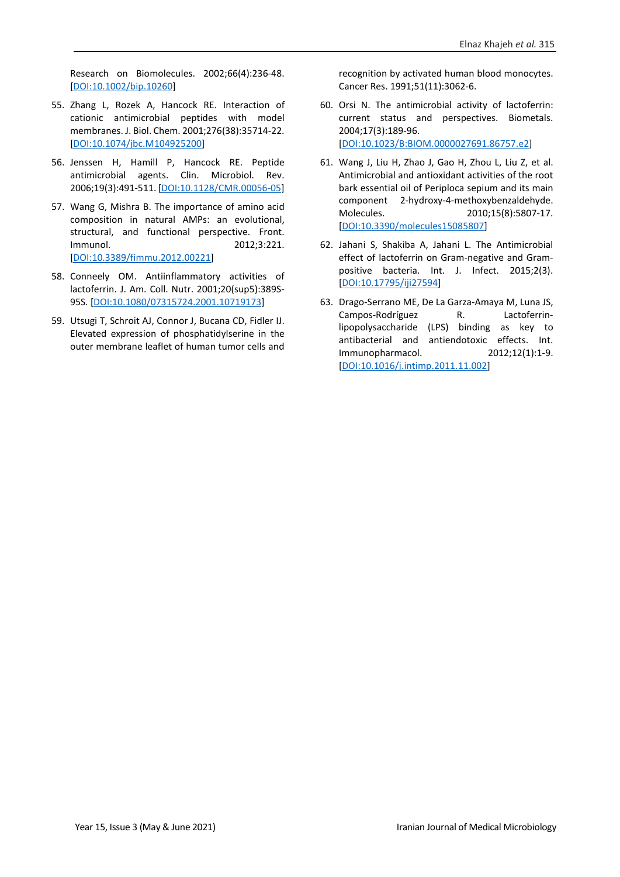Research on Biomolecules. 2002;66(4):236-48. [DOI:10.1002/bip.10260]

55. Zhang L, Rozek A, Hancock RE. Interaction of cationic antimicrobial peptides with model membranes. J. Biol. Chem. 2001;276(38):35714-22. [DOI:10.1074/jbc.M104925200]

56. Jenssen H, Hamill P, Hancock RE. Peptide antimicrobial agents. Clin. Microbiol. Rev. 2006;19(3):491-511. [DOI:10.1128/CMR.00056-05]

57. Wang G, Mishra B. The importance of amino acid composition in natural AMPs: an evolutional, structural, and functional perspective. Front. Immunol. 2012;3:221. [DOI:10.3389/fimmu.2012.00221]

58. Conneely OM. Antiinflammatory activities of lactoferrin. J. Am. Coll. Nutr. 2001;20(sup5):389S-95S. [DOI:10.1080/07315724.2001.10719173]

59. Utsugi T, Schroit AJ, Connor J, Bucana CD, Fidler IJ. Elevated expression of phosphatidylserine in the outer membrane leaflet of human tumor cells and recognition by activated human blood monocytes. Cancer Res. 1991;51(11):3062-6.

60. Orsi N. The antimicrobial activity of lactoferrin: current status and perspectives. Biometals. 2004;17(3):189-96. [DOI:10.1023/B:BIOM.0000027691.86757.e2]

61. Wang J, Liu H, Zhao J, Gao H, Zhou L, Liu Z, et al. Antimicrobial and antioxidant activities of the root bark essential oil of Periploca sepium and its main component 2-hydroxy-4-methoxybenzaldehyde. Molecules. 2010;15(8):5807-17. [DOI:10.3390/molecules15085807]

62. Jahani S, Shakiba A, Jahani L. The Antimicrobial effect of lactoferrin on Gram-negative and Gram-positive bacteria. Int. J. Infect. 2015;2(3). [DOI:10.17795/iji27594]

63. Drago-Serrano ME, De La Garza-Amaya M, Luna JS, Campos-Rodríguez R. Lactoferrin-lipopolysaccharide (LPS) binding as key to antibacterial and antiendotoxic effects. Int. Immunopharmacol. 2012;12(1):1-9. [DOI:10.1016/j.intimp.2011.11.002]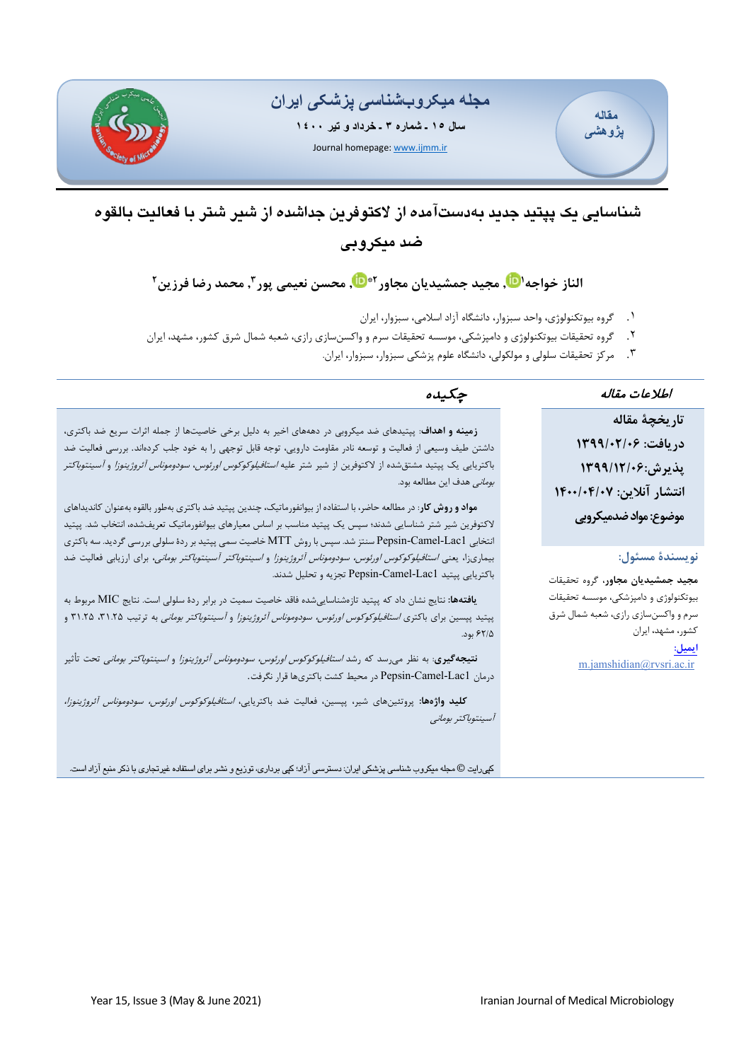# مجله میکروب‌شناسی پزشکی ایران

سال ۱۵ ـ شماره ۳ ـ خرداد و تیر ۱۴۰۰

Journal homepage: www.ijmm.ir

مقاله پژوهشی

## شناسایی یک پپتید جدید به‌دست‌آمده از لاکتوفرین جداشده از شیر شتر با فعالیت بالقوه ضد میکروبی

الناز خواجه[1], مجید جمشیدیان مجاور[2*], محسن نعیمی پور[3], محمد رضا فرزین[2]

۱. گروه بیوتکنولوژی، واحد سبزوار، دانشگاه آزاد اسلامی، سبزوار، ایران

۲. گروه تحقیقات بیوتکنولوژی و دامپزشکی، موسسه تحقیقات سرم و واکسن‌سازی رازی، شعبه شمال شرق کشور، مشهد، ایران

۳. مرکز تحقیقات سلولی و مولکولی، دانشگاه علوم پزشکی سبزوار، سبزوار، ایران.

### اطلاعات مقاله

**تاریخچهٔ مقاله**

**دریافت: ۱۳۹۹/۰۲/۰۶**

**پذیرش: ۱۳۹۹/۱۲/۰۶**

**انتشار آنلاین: ۱۴۰۰/۰۴/۰۷**

**موضوع: مواد ضدمیکروبی**

**نویسندهٔ مسئول:**

**مجید جمشیدیان مجاور**، گروه تحقیقات بیوتکنولوژی و دامپزشکی، موسسه تحقیقات سرم و واکسن‌سازی رازی، شعبه شمال شرق کشور، مشهد، ایران

**ایمیل:**

m.jamshidian@rvsri.ac.ir

### چکیده

**زمینه و اهداف**: پپتیدهای ضد میکروبی در دهه‌های اخیر به دلیل برخی خاصیت‌ها از جمله اثرات سریع ضد باکتری، داشتن طیف وسیعی از فعالیت و توسعه نادر مقاومت دارویی، توجه قابل توجهی را به خود جلب کرده‌اند. بررسی فعالیت ضد باکتریایی یک پپتید مشتق‌شده از لاکتوفرین از شیر شتر علیه *استافیلوکوکوس اورئوس*، *سودوموناس آئروژینوزا* و *آسینتوباکتر بومانی* هدف این مطالعه بود.

**مواد و روش کار**: در مطالعه حاضر، با استفاده از بیوانفورماتیک، چندین پپتید ضد باکتری به‌طور بالقوه به‌عنوان کاندیداهای لاکتوفرین شیر شتر شناسایی شدند؛ سپس یک پپتید مناسب بر اساس معیارهای بیوانفورماتیک تعریف‌شده، انتخاب شد. پپتید انتخابی Pepsin-Camel-Lac1 سنتز شد. سپس با روش MTT خاصیت سمی پپتید بر ردهٔ سلولی بررسی گردید. سه باکتری بیماری‌زا، یعنی *استافیلوکوکوس اورئوس*، *سودوموناس آئروژینوزا* و *اسینتوباکتر آسینتوباکتر بومانی*، برای ارزیابی فعالیت ضد باکتریایی پپتید Pepsin-Camel-Lac1 تجزیه و تحلیل شدند.

**یافته‌ها**: نتایج نشان داد که پپتید تازه‌شناسایی‌شده فاقد خاصیت سمیت در برابر ردهٔ سلولی است. نتایج MIC مربوط به پپتید پپسین برای باکتری *استافیلوکوکوس اورئوس*، *سودوموناس آئروژینوزا* و *آسینتوباکتر بومانی* به ترتیب ۳۱.۲۵، ۳۱.۲۵ و ۶۲/۵ بود.

**نتیجه‌گیری**: به نظر می‌رسد که رشد *استافیلوکوکوس اورئوس*، *سودوموناس آئروژینوزا* و *اسینتوباکتر بومانی* تحت تأثیر درمان Pepsin-Camel-Lac1 در محیط کشت باکتری‌ها قرار نگرفت.

**کلید واژه‌ها**: پروتئین‌های شیر، پپسین، فعالیت ضد باکتریایی، *استافیلوکوکوس اورئوس*، *سودوموناس آئروژینوزا*، *آسینتوباکتر بومانی*

کپی‌رایت © مجله میکروب شناسی پزشکی ایران: دسترسی آزاد؛ کپی برداری، توزیع و نشر برای استفاده غیرتجاری با ذکر منبع آزاد است.